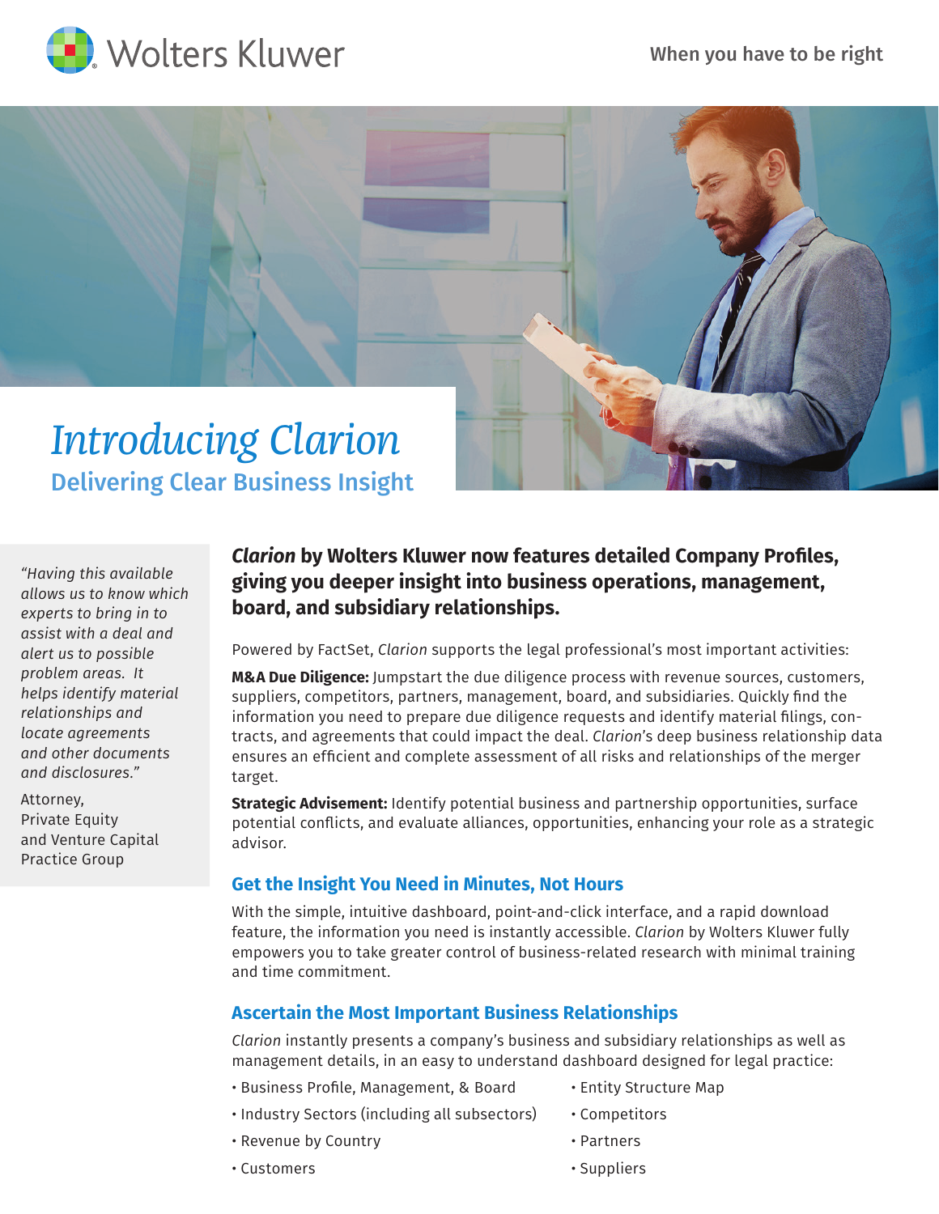Wolters Kluwer

When you have to be right

# *Introducing Clarion*

## Delivering Clear Business Insight

*"Having this available allows us to know which experts to bring in to assist with a deal and alert us to possible problem areas. It helps identify material relationships and locate agreements and other documents and disclosures."*

Attorney,
Private Equity
and Venture Capital
Practice Group

**_Clarion_ by Wolters Kluwer now features detailed Company Profiles, giving you deeper insight into business operations, management, board, and subsidiary relationships.**

Powered by FactSet, *Clarion* supports the legal professional's most important activities:

**M&A Due Diligence:** Jumpstart the due diligence process with revenue sources, customers, suppliers, competitors, partners, management, board, and subsidiaries. Quickly find the information you need to prepare due diligence requests and identify material filings, contracts, and agreements that could impact the deal. *Clarion*'s deep business relationship data ensures an efficient and complete assessment of all risks and relationships of the merger target.

**Strategic Advisement:** Identify potential business and partnership opportunities, surface potential conflicts, and evaluate alliances, opportunities, enhancing your role as a strategic advisor.

### Get the Insight You Need in Minutes, Not Hours

With the simple, intuitive dashboard, point-and-click interface, and a rapid download feature, the information you need is instantly accessible. *Clarion* by Wolters Kluwer fully empowers you to take greater control of business-related research with minimal training and time commitment.

### Ascertain the Most Important Business Relationships

*Clarion* instantly presents a company's business and subsidiary relationships as well as management details, in an easy to understand dashboard designed for legal practice:

- Business Profile, Management, & Board
- Industry Sectors (including all subsectors)
- Revenue by Country
- Customers
- Entity Structure Map
- Competitors
- Partners
- Suppliers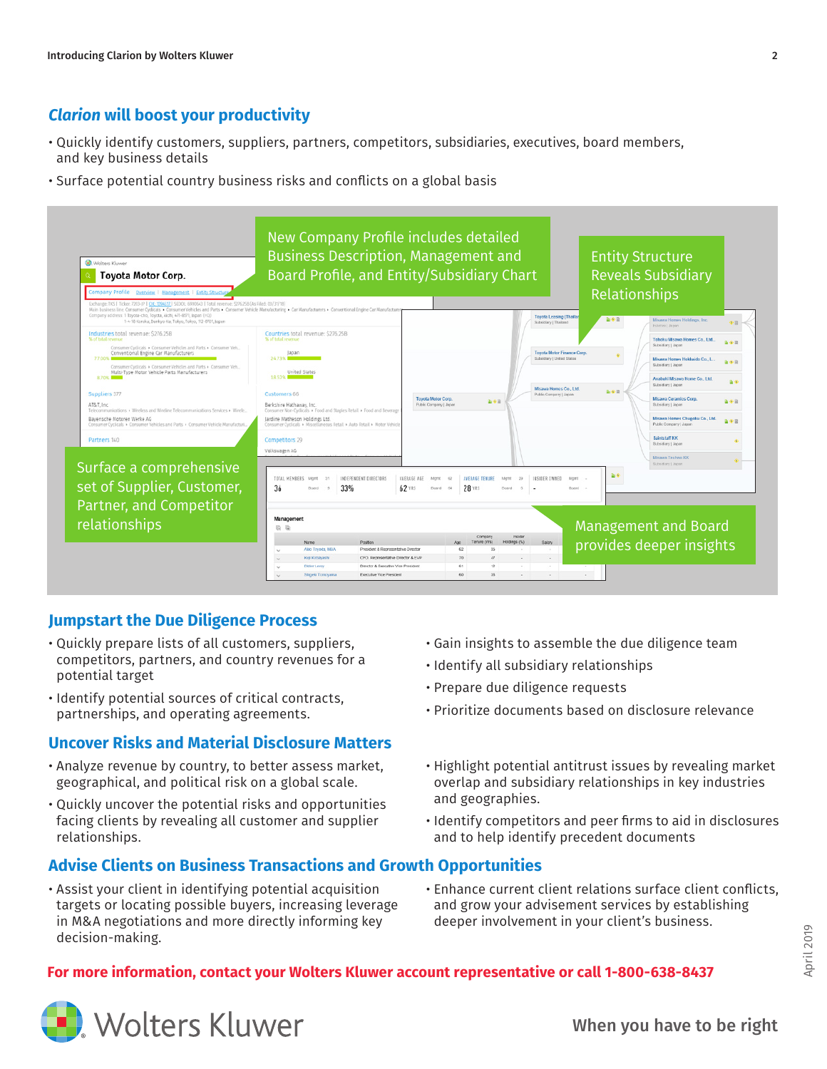## *Clarion* will boost your productivity

- Quickly identify customers, suppliers, partners, competitors, subsidiaries, executives, board members, and key business details
- Surface potential country business risks and conflicts on a global basis

New Company Profile includes detailed Business Description, Management and Board Profile, and Entity/Subsidiary Chart

Entity Structure Reveals Subsidiary Relationships

Surface a comprehensive set of Supplier, Customer, Partner, and Competitor relationships

Management and Board provides deeper insights

## Jumpstart the Due Diligence Process

- Quickly prepare lists of all customers, suppliers, competitors, partners, and country revenues for a potential target
- Identify potential sources of critical contracts, partnerships, and operating agreements.
- Gain insights to assemble the due diligence team
- Identify all subsidiary relationships
- Prepare due diligence requests
- Prioritize documents based on disclosure relevance

## Uncover Risks and Material Disclosure Matters

- Analyze revenue by country, to better assess market, geographical, and political risk on a global scale.
- Quickly uncover the potential risks and opportunities facing clients by revealing all customer and supplier relationships.
- Highlight potential antitrust issues by revealing market overlap and subsidiary relationships in key industries and geographies.
- Identify competitors and peer firms to aid in disclosures and to help identify precedent documents

## Advise Clients on Business Transactions and Growth Opportunities

- Assist your client in identifying potential acquisition targets or locating possible buyers, increasing leverage in M&A negotiations and more directly informing key decision-making.
- Enhance current client relations surface client conflicts, and grow your advisement services by establishing deeper involvement in your client's business.

**For more information, contact your Wolters Kluwer account representative or call 1-800-638-8437**

April 2019

Wolters Kluwer

When you have to be right